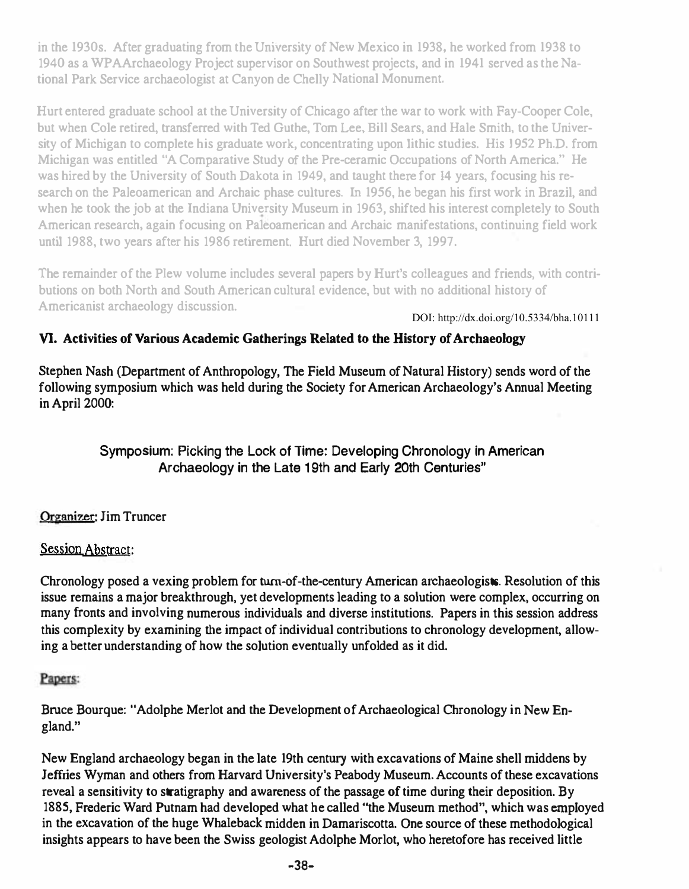in the 1930s. After graduating from the University of New Mexico in 1938, he worked from 1938 to 1940 as a WPAArchaeology Project supervisor on Southwest projects, and in 1941 served as the National Park Service archaeologist at Canyon de Chelly National Monument.

Hurt entered graduate school at the University of Chicago after the war to work with Fay-Cooper Cole, but when Cole retired, transferred with Ted Guthe, Tom Lee, Bill Sears, and Hale Smith, to the University of Michigan to complete his graduate work, concentrating upon lithic studies. His 1952 Ph.D. from Michigan was entitled "A Comparative Study of the Pre-ceramic Occupations of North America." He was hired by the University of South Dakota in 1949, and taught there for 14 years, focusing his research on the Paleoamerican and Archaic phase cultures. In 1956, he began his first work in Brazil, and when he took the job at the Indiana University Museum in 1963, shifted his interest completely to South American research, again focusing on Paleoamerican and Archaic manifestations, continuing field work until 1988, two years after his 1986 retirement. Hurt died November 3, 1997.

The remainder of the Plew volume includes several papers by Hurt's colleagues and friends, with contributions on both North and South American cultural evidence, but with no additional history of Americanist archaeology discussion.

DOI: http://dx.doi.org/10.5334/bha.10111

## VI. Activities of Various Academic Gatherings Related to the History of Archaeology

Stephen Nash (Department of Anthropology, The Field Museum of Natural History) sends word of the following symposium which was held during the Society for American Archaeology's Annual Meeting in April 2000:

### Symposium: Picking the Lock of Time: Developing Chronology in American Archaeology in the Late 19th and Early 20th Centuries"

Organizer: Jim Truncer

Session Abstract:

Chronology posed a vexing problem for turn-of-the-century American archaeologists. Resolution of this issue remains a major breakthrough, yet developments leading to a solution were complex, occurring on many fronts and involving numerous individuals and diverse institutions. Papers in this session address this complexity by examining the impact of individual contributions to chronology development, allowing a better understanding of how the solution eventually unfolded as it did.

Papers:

Bruce Bourque: "Adolphe Merlot and the Development of Archaeological Chronology in New England."

New England archaeology began in the late 19th century with excavations of Maine shell middens by Jeffries Wyman and others from Harvard University's Peabody Museum. Accounts of these excavations reveal a sensitivity to stratigraphy and awareness of the passage of time during their deposition. By 1885, Frederic Ward Putnam had developed what he called "the Museum method", which was employed in the excavation of the huge Whaleback midden in Damariscotta. One source of these methodological insights appears to have been the Swiss geologist Adolphe Morlot, who heretofore has received little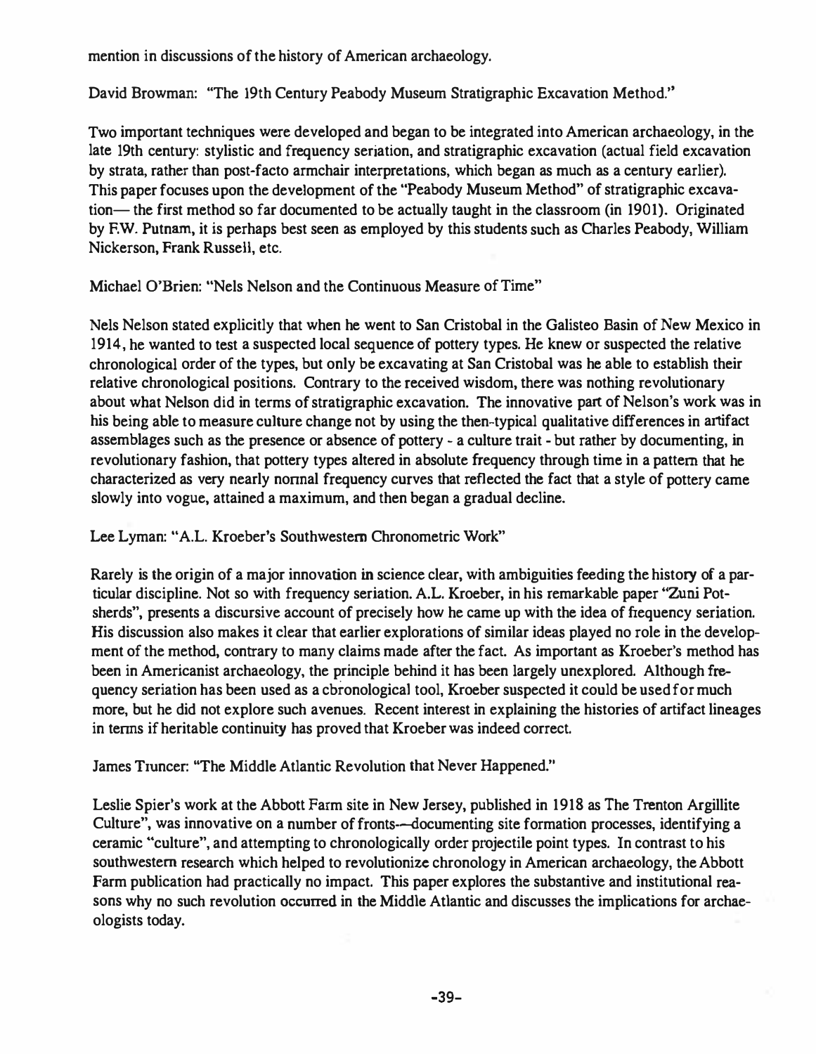mention in discussions of the history of American archaeology.

David Browman: "The 19th Century Peabody Museum Stratigraphic Excavation Method."

Two important techniques were developed and began to be integrated into American archaeology, in the late 19th century: stylistic and frequency seriation, and stratigraphic excavation (actual field excavation by strata, rather than post-facto armchair interpretations, which began as much as a century earlier). This paper focuses upon the development of the "Peabody Museum Method" of stratigraphic excavation— the first method so far documented to be actually taught in the classroom (in 1901). Originated by F.W. Putnam, it is perhaps best seen as employed by this students such as Charles Peabody, William Nickerson, Frank Russell, etc.

Michael O'Brien: "Nels Nelson and the Continuous Measure of Time"

Nels Nelson stated explicitly that when he went to San Cristobal in the Galisteo Basin of New Mexico in 1914, he wanted to test a suspected local sequence of pottery types. He knew or suspected the relative chronological order of the types, but only be excavating at San Cristobal was he able to establish their relative chronological positions. Contrary to the received wisdom, there was nothing revolutionary about what Nelson did in terms of stratigraphic excavation. The innovative part of Nelson's work was in his being able to measure culture change not by using the then-typical qualitative differences in artifact assemblages such as the presence or absence of pottery - a culture trait - but rather by documenting, in revolutionary fashion, that pottery types altered in absolute frequency through time in a pattern that he characterized as very nearly normal frequency curves that reflected the fact that a style of pottery came slowly into vogue, attained a maximum, and then began a gradual decline.

Lee Lyman: "A.L. Kroeber's Southwestern Chronometric Work"

Rarely is the origin of a major innovation in science clear, with ambiguities feeding the history of a particular discipline. Not so with frequency seriation. A.L. Kroeber, in his remarkable paper "Zuni Potsherds", presents a discursive account of precisely how he came up with the idea of frequency seriation. His discussion also makes it clear that earlier explorations of similar ideas played no role in the development of the method, contrary to many claims made after the fact. As important as Kroeber's method has been in Americanist archaeology, the principle behind it has been largely unexplored. Although frequency seriation has been used as a cbronological tool, Kroeber suspected it could be used for much more, but he did not explore such avenues. Recent interest in explaining the histories of artifact lineages in terms if heritable continuity has proved that Kroeber was indeed correct.

James Truncer: "The Middle Atlantic Revolution that Never Happened."

Leslie Spier's work at the Abbott Farm site in New Jersey, published in 1918 as The Trenton Argillite Culture", was innovative on a number of fronts—documenting site formation processes, identifying a ceramic "culture", and attempting to chronologically order projectile point types. In contrast to his southwestern research which helped to revolutionize chronology in American archaeology, the Abbott Farm publication had practically no impact. This paper explores the substantive and institutional reasons why no such revolution occurred in the Middle Atlantic and discusses the implications for archaeologists today.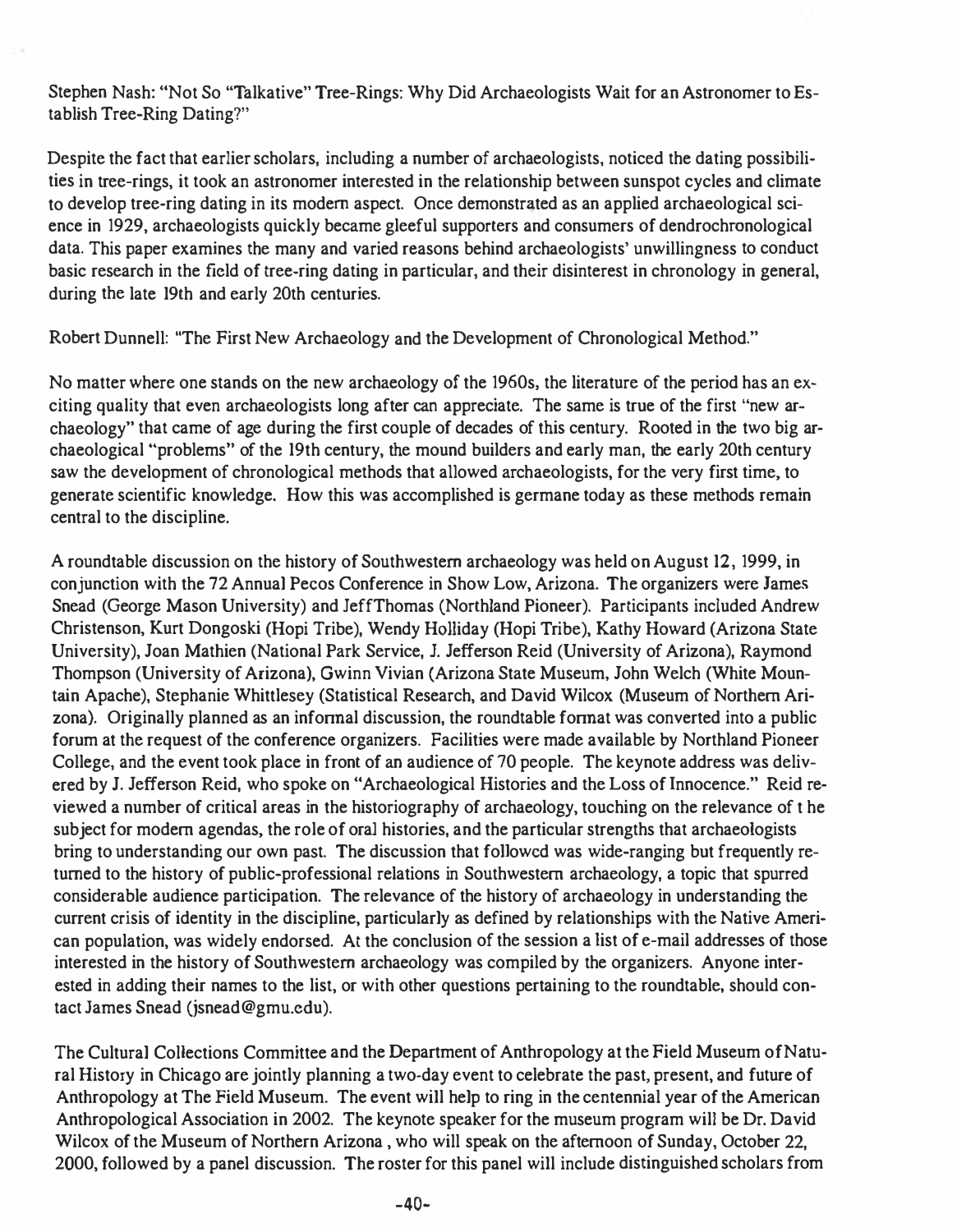Stephen Nash: "Not So "Talkative" Tree-Rings: Why Did Archaeologists Wait for an Astronomer to Establish Tree-Ring Dating?"

Despite the fact that earlier scholars, including a number of archaeologists, noticed the dating possibilities in tree-rings, it took an astronomer interested in the relationship between sunspot cycles and climate to develop tree-ring dating in its modern aspect. Once demonstrated as an applied archaeological science in 1929, archaeologists quickly became gleeful supporters and consumers of dendrochronological data. This paper examines the many and varied reasons behind archaeologists' unwillingness to conduct basic research in the field of tree-ring dating in particular, and their disinterest in chronology in general, during the late 19th and early 20th centuries.

Robert Dunnell: "The First New Archaeology and the Development of Chronological Method."

No matter where one stands on the new archaeology of the 1960s, the literature of the period has an exciting quality that even archaeologists long after can appreciate. The same is true of the first "new archaeology" that came of age during the first couple of decades of this century. Rooted in the two big archaeological "problems" of the 19th century, the mound builders and early man, the early 20th century saw the development of chronological methods that allowed archaeologists, for the very first time, to generate scientific knowledge. How this was accomplished is germane today as these methods remain central to the discipline.

A roundtable discussion on the history of Southwestern archaeology was held on August 12, 1999, in conjunction with the 72 Annual Pecos Conference in Show Low, Arizona. The organizers were James Snead (George Mason University) and Jeff Thomas (Northland Pioneer). Participants included Andrew Christenson, Kurt Dongoski (Hopi Tribe), Wendy Holliday (Hopi Tribe), Kathy Howard (Arizona State University), Joan Mathien (National Park Service, J. Jefferson Reid (University of Arizona), Raymond Thompson (University of Arizona), Gwinn Vivian (Arizona State Museum, John Welch (White Mountain Apache), Stephanie Whittlesey (Statistical Research, and David Wilcox (Museum of Northern Arizona). Originally planned as an informal discussion, the roundtable format was converted into a public forum at the request of the conference organizers. Facilities were made available by Northland Pioneer College, and the event took place in front of an audience of 70 people. The keynote address was delivered by J. Jefferson Reid, who spoke on "Archaeological Histories and the Loss of Innocence." Reid reviewed a number of critical areas in the historiography of archaeology, touching on the relevance of the subject for modern agendas, the role of oral histories, and the particular strengths that archaeologists bring to understanding our own past. The discussion that followed was wide-ranging but frequently returned to the history of public-professional relations in Southwestern archaeology, a topic that spurred considerable audience participation. The relevance of the history of archaeology in understanding the current crisis of identity in the discipline, particularly as defined by relationships with the Native American population, was widely endorsed. At the conclusion of the session a list of e-mail addresses of those interested in the history of Southwestern archaeology was compiled by the organizers. Anyone interested in adding their names to the list, or with other questions pertaining to the roundtable, should contact James Snead (jsnead@gmu.edu).

The Cultural Collections Committee and the Department of Anthropology at the Field Museum of Natural History in Chicago are jointly planning a two-day event to celebrate the past, present, and future of Anthropology at The Field Museum. The event will help to ring in the centennial year of the American Anthropological Association in 2002. The keynote speaker for the museum program will be Dr. David Wilcox of the Museum of Northern Arizona, who will speak on the afternoon of Sunday, October 22, 2000, followed by a panel discussion. The roster for this panel will include distinguished scholars from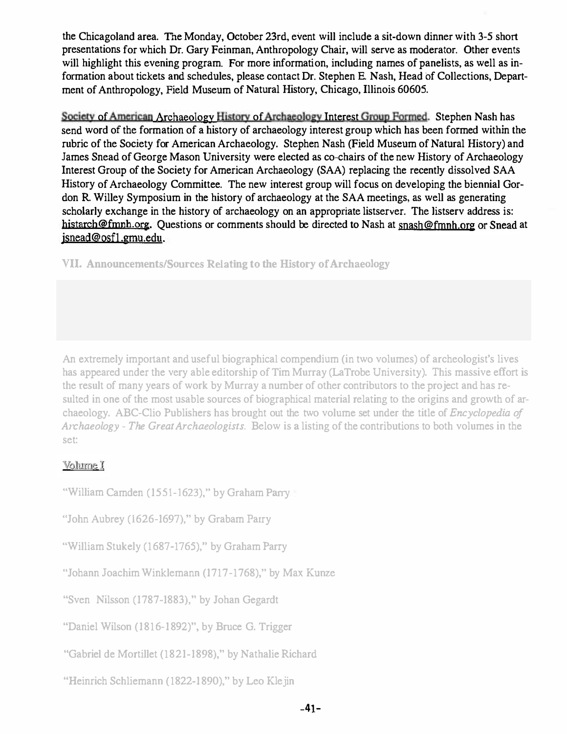the Chicagoland area. The Monday, October 23rd, event will include a sit-down dinner with 3-5 short presentations for which Dr. Gary Feinman, Anthropology Chair, will serve as moderator. Other events will highlight this evening program. For more information, including names of panelists, as well as information about tickets and schedules, please contact Dr. Stephen E. Nash, Head of Collections, Department of Anthropology, Field Museum of Natural History, Chicago, Illinois 60605.

Society of American Archaeology History of Archaeology Interest Group Formed. Stephen Nash has send word of the formation of a history of archaeology interest group which has been formed within the rubric of the Society for American Archaeology. Stephen Nash (Field Museum of Natural History) and James Snead of George Mason University were elected as co-chairs of the new History of Archaeology Interest Group of the Society for American Archaeology (SAA) replacing the recently dissolved SAA History of Archaeology Committee. The new interest group will focus on developing the biennial Gordon R. Willey Symposium in the history of archaeology at the SAA meetings, as well as generating scholarly exchange in the history of archaeology on an appropriate listserver. The listserv address is: histarch@fmnh.org. Questions or comments should be directed to Nash at snash@fmnh.org or Snead at jsnead@osf1.gmu.edu.

## VII. Announcements/Sources Relating to the History of Archaeology

An extremely important and useful biographical compendium (in two volumes) of archeologist's lives has appeared under the very able editorship of Tim Murray (LaTrobe University). This massive effort is the result of many years of work by Murray a number of other contributors to the project and has resulted in one of the most usable sources of biographical material relating to the origins and growth of archaeology. ABC-Clio Publishers has brought out the two volume set under the title of *Encyclopedia of Archaeology - The Great Archaeologists*. Below is a listing of the contributions to both volumes in the set:

### Volume I

"William Camden (1551-1623)," by Graham Parry

"John Aubrey (1626-1697)," by Grabam Parry

"William Stukely (1687-1765)," by Graham Parry

"Johann Joachim Winklemann (1717-1768)," by Max Kunze

"Sven Nilsson (1787-1883)," by Johan Gegardt

"Daniel Wilson (1816-1892)", by Bruce G. Trigger

"Gabriel de Mortillet (1821-1898)," by Nathalie Richard

"Heinrich Schliemann (1822-1890)," by Leo Klejin